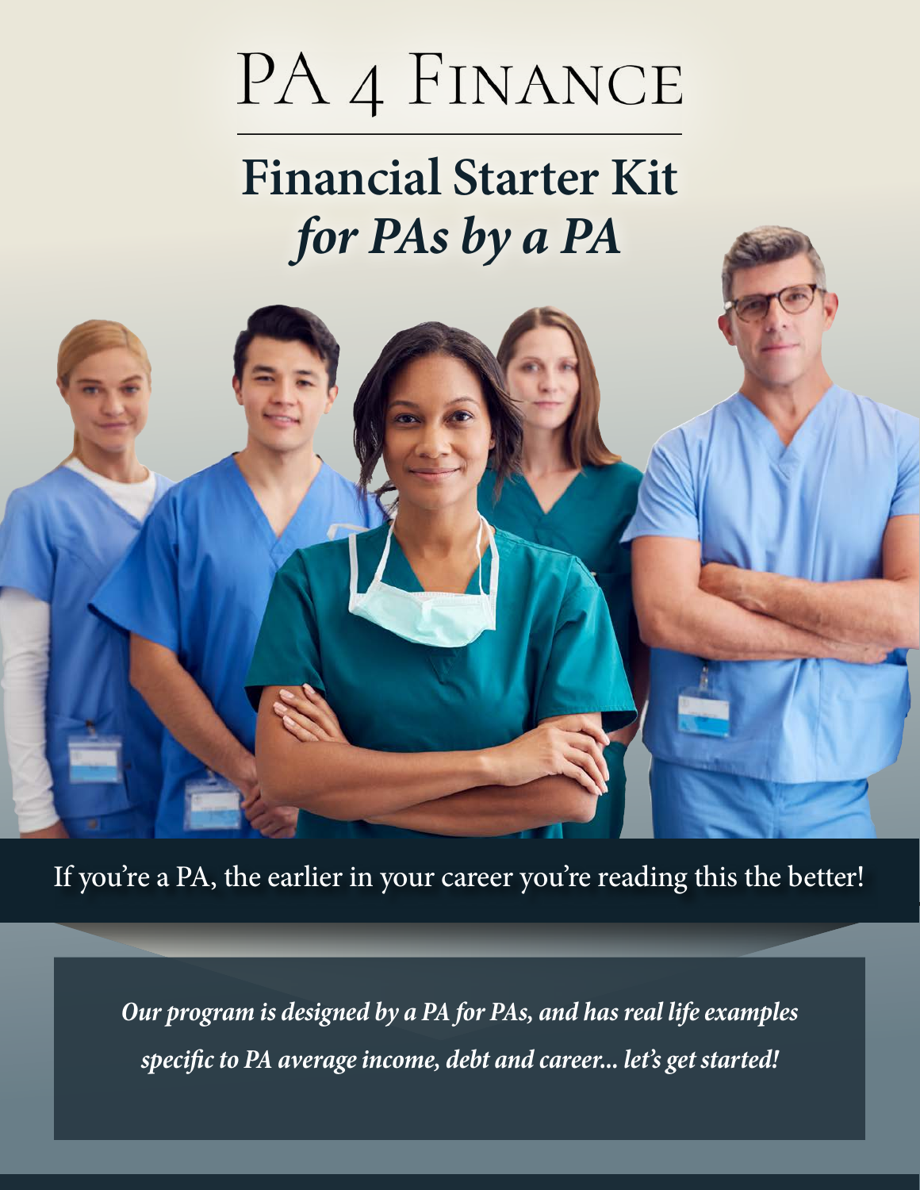# PA 4 Finance

## Financial Starter Kit *for PAs by a PA*

If you're a PA, the earlier in your career you're reading this the better!

***Our program is designed by a PA for PAs, and has real life examples specific to PA average income, debt and career... let's get started!***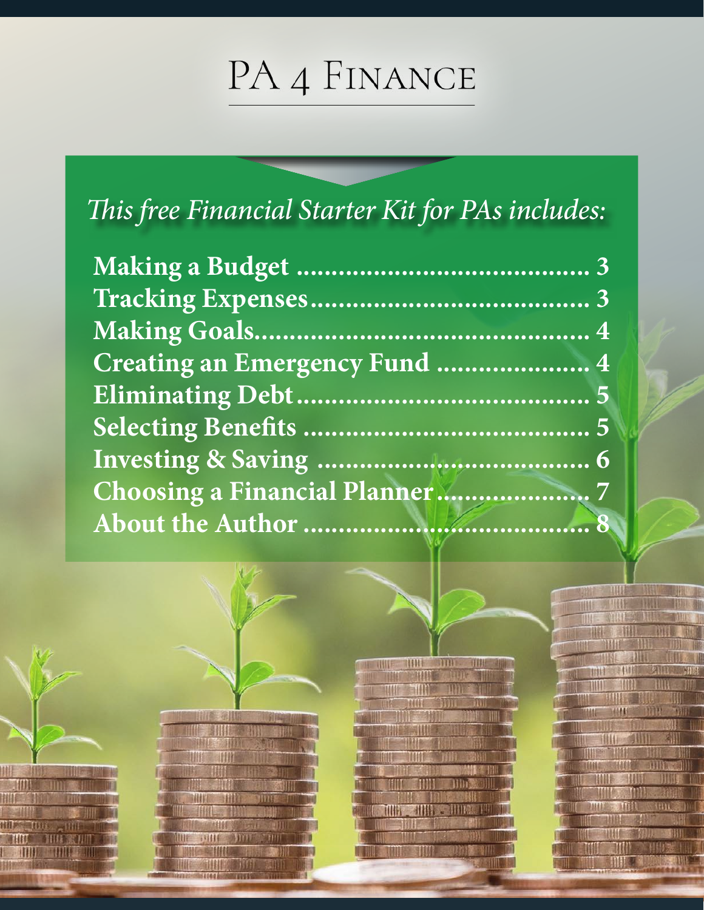# PA 4 Finance

*This free Financial Starter Kit for PAs includes:*

**Making a Budget ........................................ 3**
**Tracking Expenses........................................ 3**
**Making Goals............................................... 4**
**Creating an Emergency Fund ...................... 4**
**Eliminating Debt.......................................... 5**
**Selecting Benefits ........................................ 5**
**Investing & Saving ...................................... 6**
**Choosing a Financial Planner...................... 7**
**About the Author ......................................... 8**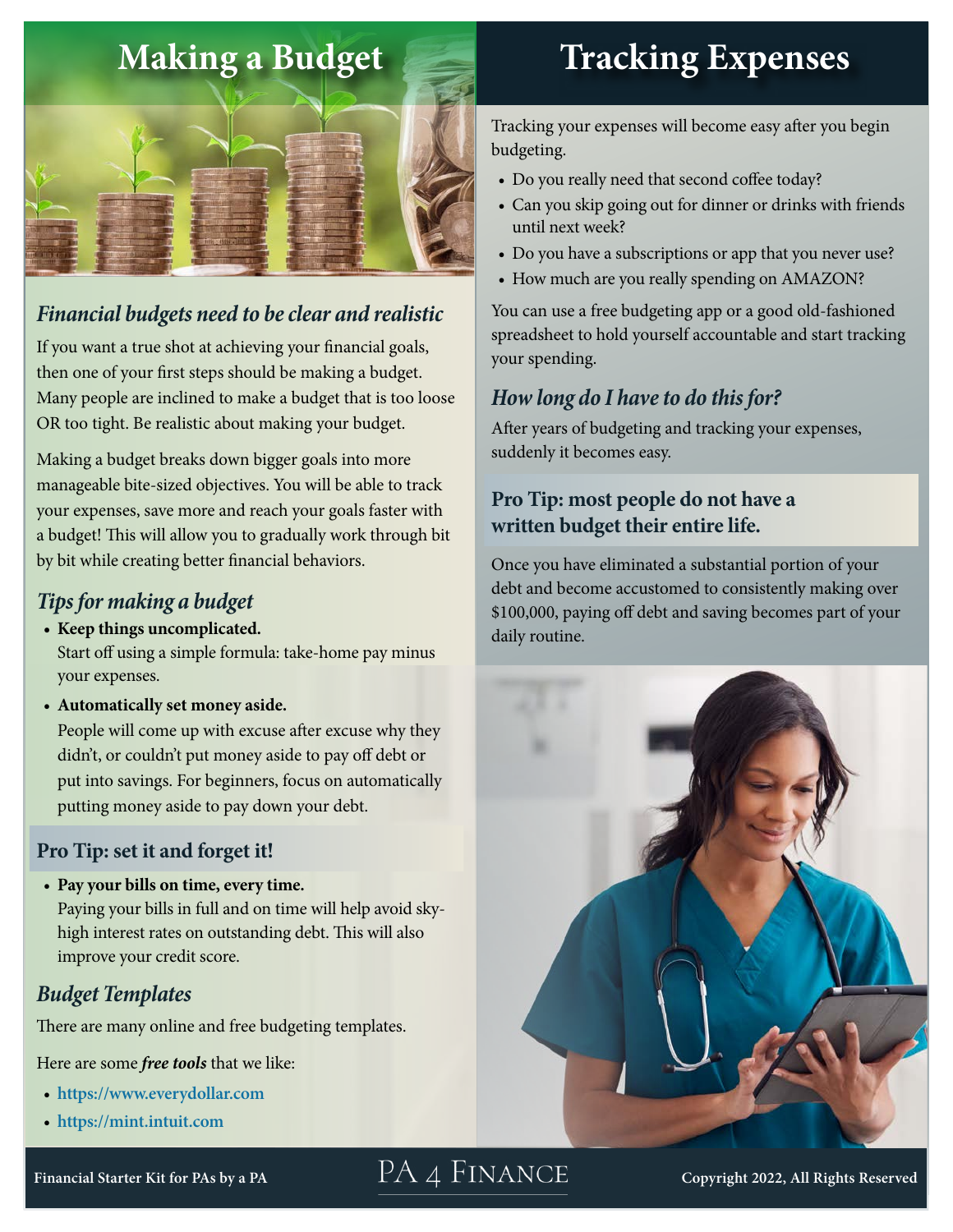# Making a Budget

## *Financial budgets need to be clear and realistic*

If you want a true shot at achieving your financial goals, then one of your first steps should be making a budget. Many people are inclined to make a budget that is too loose OR too tight. Be realistic about making your budget.

Making a budget breaks down bigger goals into more manageable bite-sized objectives. You will be able to track your expenses, save more and reach your goals faster with a budget! This will allow you to gradually work through bit by bit while creating better financial behaviors.

## *Tips for making a budget*

- **Keep things uncomplicated.**
  Start off using a simple formula: take-home pay minus your expenses.
- **Automatically set money aside.**
  People will come up with excuse after excuse why they didn't, or couldn't put money aside to pay off debt or put into savings. For beginners, focus on automatically putting money aside to pay down your debt.

### Pro Tip: set it and forget it!

- **Pay your bills on time, every time.**
  Paying your bills in full and on time will help avoid sky-high interest rates on outstanding debt. This will also improve your credit score.

## *Budget Templates*

There are many online and free budgeting templates.

Here are some ***free tools*** that we like:

- **https://www.everydollar.com**
- **https://mint.intuit.com**

# Tracking Expenses

Tracking your expenses will become easy after you begin budgeting.

- Do you really need that second coffee today?
- Can you skip going out for dinner or drinks with friends until next week?
- Do you have a subscriptions or app that you never use?
- How much are you really spending on AMAZON?

You can use a free budgeting app or a good old-fashioned spreadsheet to hold yourself accountable and start tracking your spending.

## *How long do I have to do this for?*

After years of budgeting and tracking your expenses, suddenly it becomes easy.

### Pro Tip: most people do not have a written budget their entire life.

Once you have eliminated a substantial portion of your debt and become accustomed to consistently making over $100,000, paying off debt and saving becomes part of your daily routine.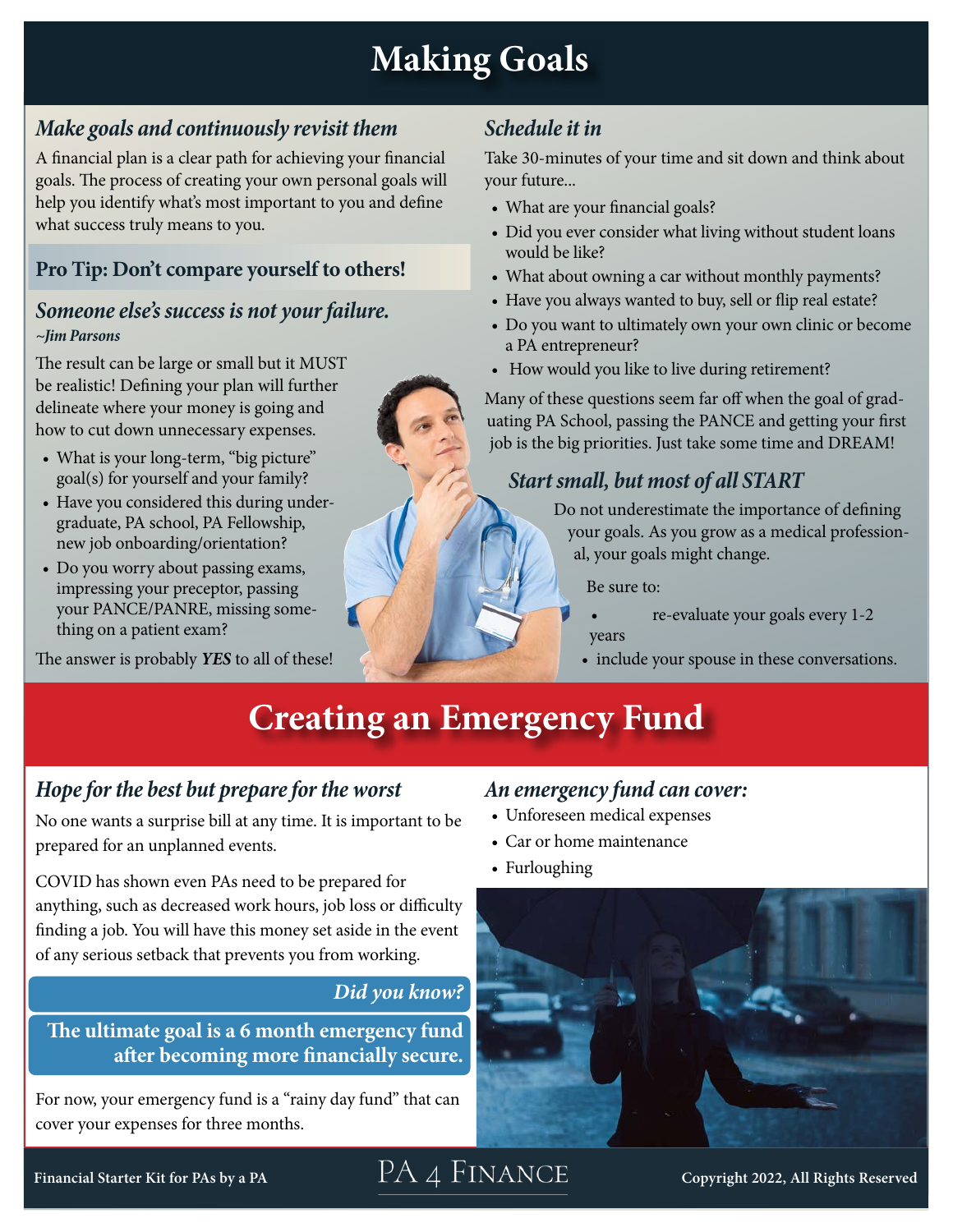# Making Goals

### *Make goals and continuously revisit them*

A financial plan is a clear path for achieving your financial goals. The process of creating your own personal goals will help you identify what's most important to you and define what success truly means to you.

**Pro Tip: Don't compare yourself to others!**

### *Someone else's success is not your failure.*

***~Jim Parsons***

The result can be large or small but it MUST be realistic! Defining your plan will further delineate where your money is going and how to cut down unnecessary expenses.

- What is your long-term, "big picture" goal(s) for yourself and your family?
- Have you considered this during undergraduate, PA school, PA Fellowship, new job onboarding/orientation?
- Do you worry about passing exams, impressing your preceptor, passing your PANCE/PANRE, missing something on a patient exam?

The answer is probably ***YES*** to all of these!

### *Schedule it in*

Take 30-minutes of your time and sit down and think about your future...

- What are your financial goals?
- Did you ever consider what living without student loans would be like?
- What about owning a car without monthly payments?
- Have you always wanted to buy, sell or flip real estate?
- Do you want to ultimately own your own clinic or become a PA entrepreneur?
- How would you like to live during retirement?

Many of these questions seem far off when the goal of graduating PA School, passing the PANCE and getting your first job is the big priorities. Just take some time and DREAM!

### *Start small, but most of all START*

Do not underestimate the importance of defining your goals. As you grow as a medical professional, your goals might change.

Be sure to:

- re-evaluate your goals every 1-2 years
- include your spouse in these conversations.

# Creating an Emergency Fund

### *Hope for the best but prepare for the worst*

No one wants a surprise bill at any time. It is important to be prepared for an unplanned events.

COVID has shown even PAs need to be prepared for anything, such as decreased work hours, job loss or difficulty finding a job. You will have this money set aside in the event of any serious setback that prevents you from working.

***Did you know?***

**The ultimate goal is a 6 month emergency fund after becoming more financially secure.**

For now, your emergency fund is a "rainy day fund" that can cover your expenses for three months.

### *An emergency fund can cover:*

- Unforeseen medical expenses
- Car or home maintenance
- Furloughing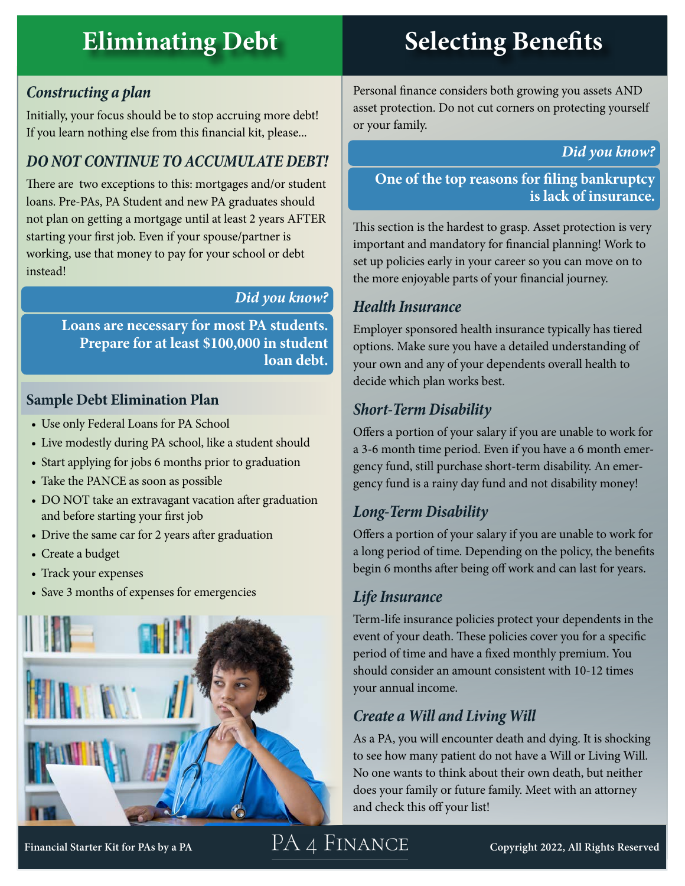# Eliminating Debt

### *Constructing a plan*

Initially, your focus should be to stop accruing more debt! If you learn nothing else from this financial kit, please...

### *DO NOT CONTINUE TO ACCUMULATE DEBT!*

There are two exceptions to this: mortgages and/or student loans. Pre-PAs, PA Student and new PA graduates should not plan on getting a mortgage until at least 2 years AFTER starting your first job. Even if your spouse/partner is working, use that money to pay for your school or debt instead!

> *Did you know?*
>
> **Loans are necessary for most PA students. Prepare for at least $100,000 in student loan debt.**

### Sample Debt Elimination Plan

- Use only Federal Loans for PA School
- Live modestly during PA school, like a student should
- Start applying for jobs 6 months prior to graduation
- Take the PANCE as soon as possible
- DO NOT take an extravagant vacation after graduation and before starting your first job
- Drive the same car for 2 years after graduation
- Create a budget
- Track your expenses
- Save 3 months of expenses for emergencies

# Selecting Benefits

Personal finance considers both growing you assets AND asset protection. Do not cut corners on protecting yourself or your family.

> *Did you know?*
>
> **One of the top reasons for filing bankruptcy is lack of insurance.**

This section is the hardest to grasp. Asset protection is very important and mandatory for financial planning! Work to set up policies early in your career so you can move on to the more enjoyable parts of your financial journey.

### *Health Insurance*

Employer sponsored health insurance typically has tiered options. Make sure you have a detailed understanding of your own and any of your dependents overall health to decide which plan works best.

### *Short-Term Disability*

Offers a portion of your salary if you are unable to work for a 3-6 month time period. Even if you have a 6 month emergency fund, still purchase short-term disability. An emergency fund is a rainy day fund and not disability money!

### *Long-Term Disability*

Offers a portion of your salary if you are unable to work for a long period of time. Depending on the policy, the benefits begin 6 months after being off work and can last for years.

### *Life Insurance*

Term-life insurance policies protect your dependents in the event of your death. These policies cover you for a specific period of time and have a fixed monthly premium. You should consider an amount consistent with 10-12 times your annual income.

### *Create a Will and Living Will*

As a PA, you will encounter death and dying. It is shocking to see how many patient do not have a Will or Living Will. No one wants to think about their own death, but neither does your family or future family. Meet with an attorney and check this off your list!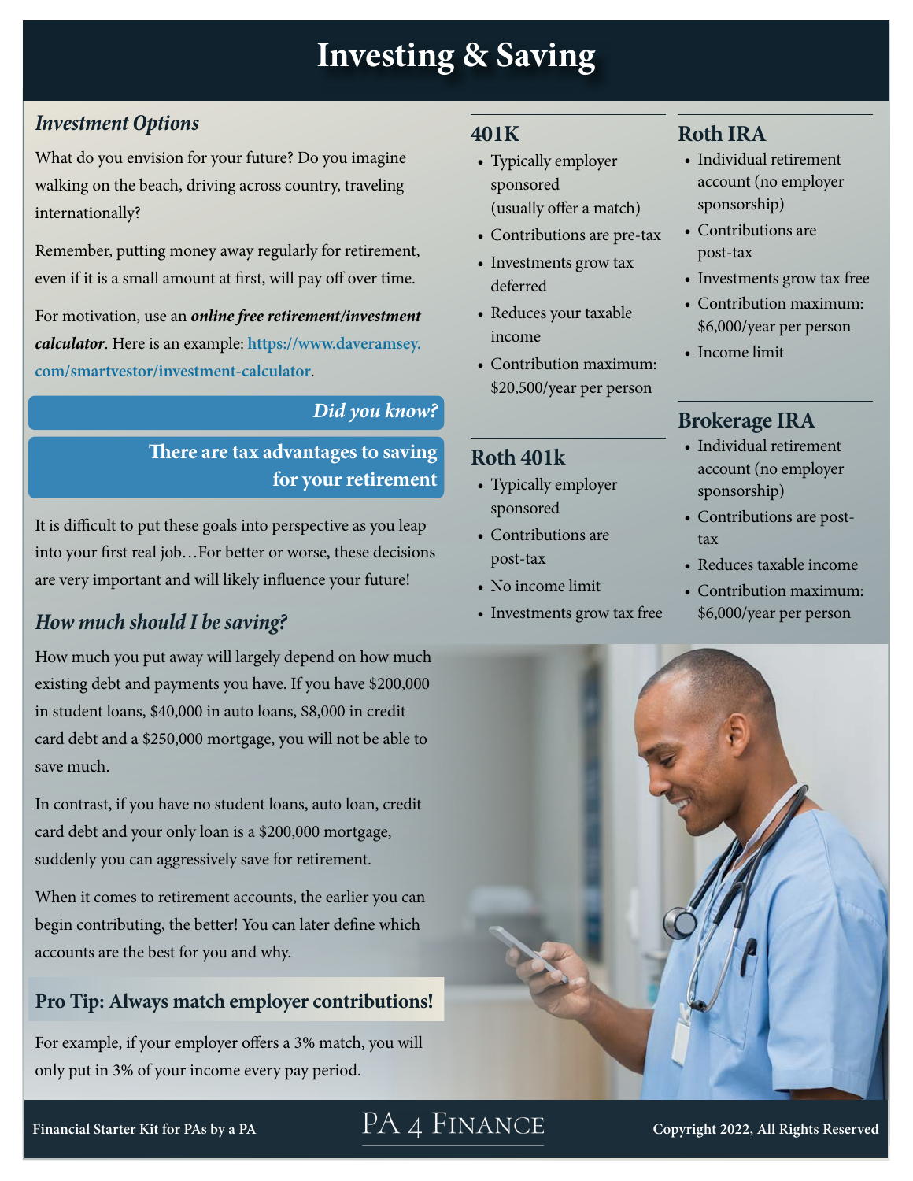# Investing & Saving

## *Investment Options*

What do you envision for your future? Do you imagine walking on the beach, driving across country, traveling internationally?

Remember, putting money away regularly for retirement, even if it is a small amount at first, will pay off over time.

For motivation, use an ***online free retirement/investment calculator***. Here is an example: **https://www.daveramsey.com/smartvestor/investment-calculator**.

***Did you know?***

**There are tax advantages to saving for your retirement**

It is difficult to put these goals into perspective as you leap into your first real job…For better or worse, these decisions are very important and will likely influence your future!

## *How much should I be saving?*

How much you put away will largely depend on how much existing debt and payments you have. If you have $200,000 in student loans, $40,000 in auto loans, $8,000 in credit card debt and a $250,000 mortgage, you will not be able to save much.

In contrast, if you have no student loans, auto loan, credit card debt and your only loan is a $200,000 mortgage, suddenly you can aggressively save for retirement.

When it comes to retirement accounts, the earlier you can begin contributing, the better! You can later define which accounts are the best for you and why.

**Pro Tip: Always match employer contributions!**

For example, if your employer offers a 3% match, you will only put in 3% of your income every pay period.

### 401K

- Typically employer sponsored (usually offer a match)
- Contributions are pre-tax
- Investments grow tax deferred
- Reduces your taxable income
- Contribution maximum: $20,500/year per person

### Roth 401k

- Typically employer sponsored
- Contributions are post-tax
- No income limit
- Investments grow tax free

### Roth IRA

- Individual retirement account (no employer sponsorship)
- Contributions are post-tax
- Investments grow tax free
- Contribution maximum: $6,000/year per person
- Income limit

### Brokerage IRA

- Individual retirement account (no employer sponsorship)
- Contributions are post-tax
- Reduces taxable income
- Contribution maximum: $6,000/year per person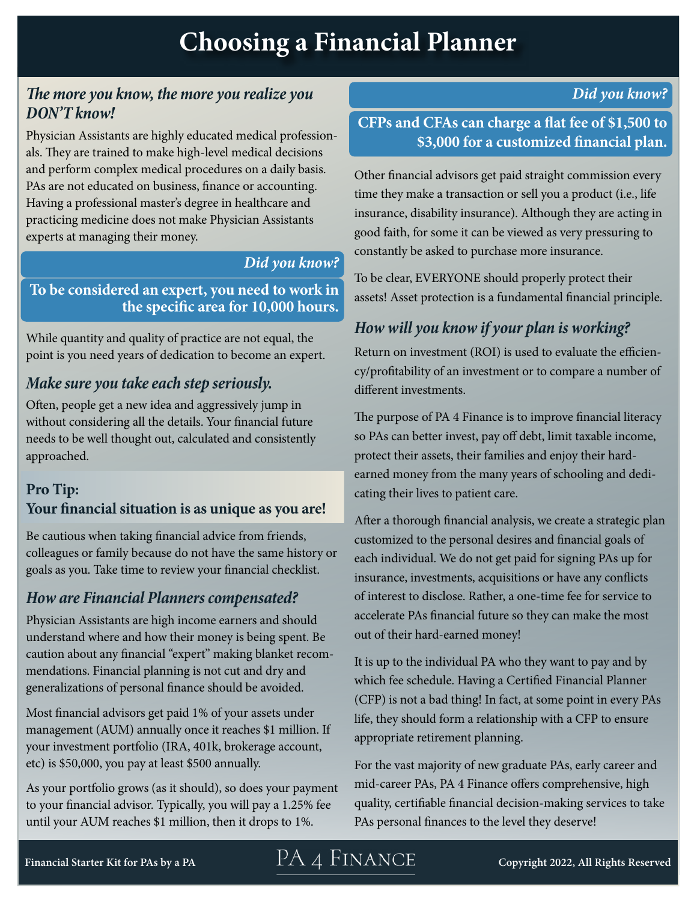# Choosing a Financial Planner

### *The more you know, the more you realize you DON'T know!*

Physician Assistants are highly educated medical professionals. They are trained to make high-level medical decisions and perform complex medical procedures on a daily basis. PAs are not educated on business, finance or accounting. Having a professional master's degree in healthcare and practicing medicine does not make Physician Assistants experts at managing their money.

***Did you know?***

**To be considered an expert, you need to work in the specific area for 10,000 hours.**

While quantity and quality of practice are not equal, the point is you need years of dedication to become an expert.

### *Make sure you take each step seriously.*

Often, people get a new idea and aggressively jump in without considering all the details. Your financial future needs to be well thought out, calculated and consistently approached.

**Pro Tip:**
**Your financial situation is as unique as you are!**

Be cautious when taking financial advice from friends, colleagues or family because do not have the same history or goals as you. Take time to review your financial checklist.

### *How are Financial Planners compensated?*

Physician Assistants are high income earners and should understand where and how their money is being spent. Be caution about any financial "expert" making blanket recommendations. Financial planning is not cut and dry and generalizations of personal finance should be avoided.

Most financial advisors get paid 1% of your assets under management (AUM) annually once it reaches $1 million. If your investment portfolio (IRA, 401k, brokerage account, etc) is $50,000, you pay at least $500 annually.

As your portfolio grows (as it should), so does your payment to your financial advisor. Typically, you will pay a 1.25% fee until your AUM reaches $1 million, then it drops to 1%.

***Did you know?***

**CFPs and CFAs can charge a flat fee of $1,500 to $3,000 for a customized financial plan.**

Other financial advisors get paid straight commission every time they make a transaction or sell you a product (i.e., life insurance, disability insurance). Although they are acting in good faith, for some it can be viewed as very pressuring to constantly be asked to purchase more insurance.

To be clear, EVERYONE should properly protect their assets! Asset protection is a fundamental financial principle.

### *How will you know if your plan is working?*

Return on investment (ROI) is used to evaluate the efficiency/profitability of an investment or to compare a number of different investments.

The purpose of PA 4 Finance is to improve financial literacy so PAs can better invest, pay off debt, limit taxable income, protect their assets, their families and enjoy their hard-earned money from the many years of schooling and dedicating their lives to patient care.

After a thorough financial analysis, we create a strategic plan customized to the personal desires and financial goals of each individual. We do not get paid for signing PAs up for insurance, investments, acquisitions or have any conflicts of interest to disclose. Rather, a one-time fee for service to accelerate PAs financial future so they can make the most out of their hard-earned money!

It is up to the individual PA who they want to pay and by which fee schedule. Having a Certified Financial Planner (CFP) is not a bad thing! In fact, at some point in every PAs life, they should form a relationship with a CFP to ensure appropriate retirement planning.

For the vast majority of new graduate PAs, early career and mid-career PAs, PA 4 Finance offers comprehensive, high quality, certifiable financial decision-making services to take PAs personal finances to the level they deserve!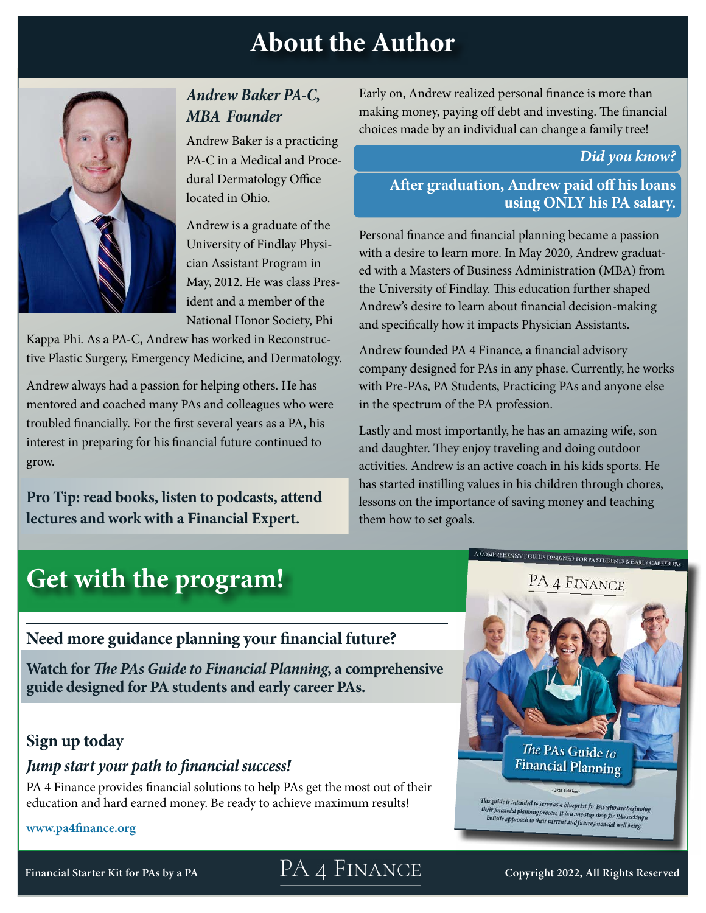# About the Author

### *Andrew Baker PA-C, MBA Founder*

Andrew Baker is a practicing PA-C in a Medical and Procedural Dermatology Office located in Ohio.

Andrew is a graduate of the University of Findlay Physician Assistant Program in May, 2012. He was class President and a member of the National Honor Society, Phi Kappa Phi. As a PA-C, Andrew has worked in Reconstructive Plastic Surgery, Emergency Medicine, and Dermatology.

Andrew always had a passion for helping others. He has mentored and coached many PAs and colleagues who were troubled financially. For the first several years as a PA, his interest in preparing for his financial future continued to grow.

**Pro Tip: read books, listen to podcasts, attend lectures and work with a Financial Expert.**

Early on, Andrew realized personal finance is more than making money, paying off debt and investing. The financial choices made by an individual can change a family tree!

***Did you know?***

**After graduation, Andrew paid off his loans using ONLY his PA salary.**

Personal finance and financial planning became a passion with a desire to learn more. In May 2020, Andrew graduated with a Masters of Business Administration (MBA) from the University of Findlay. This education further shaped Andrew's desire to learn about financial decision-making and specifically how it impacts Physician Assistants.

Andrew founded PA 4 Finance, a financial advisory company designed for PAs in any phase. Currently, he works with Pre-PAs, PA Students, Practicing PAs and anyone else in the spectrum of the PA profession.

Lastly and most importantly, he has an amazing wife, son and daughter. They enjoy traveling and doing outdoor activities. Andrew is an active coach in his kids sports. He has started instilling values in his children through chores, lessons on the importance of saving money and teaching them how to set goals.

# Get with the program!

### Need more guidance planning your financial future?

**Watch for *The PAs Guide to Financial Planning*, a comprehensive guide designed for PA students and early career PAs.**

### Sign up today

### *Jump start your path to financial success!*

PA 4 Finance provides financial solutions to help PAs get the most out of their education and hard earned money. Be ready to achieve maximum results!

**www.pa4finance.org**

A COMPREHENSIVE GUIDE DESIGNED FOR PA STUDENTS & EARLY CAREER PAs

PA 4 FINANCE

*The PAs Guide to Financial Planning*

- 2021 Edition -

*This guide is intended to serve as a blueprint for PAs who are beginning their financial planning process. It is a one-stop shop for PAs seeking a holistic approach to their current and future financial well being.*

Financial Starter Kit for PAs by a PA — PA 4 FINANCE — Copyright 2022, All Rights Reserved